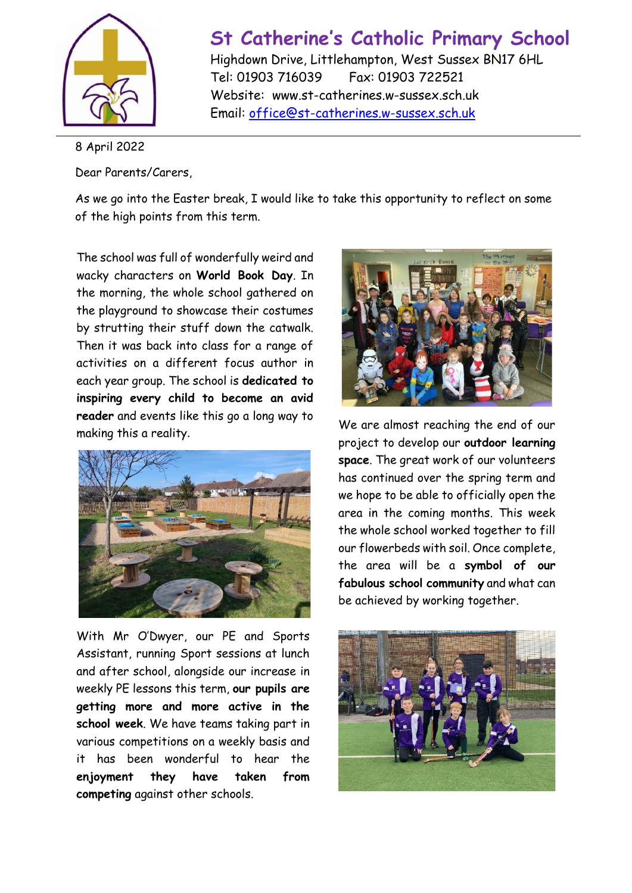# St Catherine's Catholic Primary School

Highdown Drive, Littlehampton, West Sussex BN17 6HL
Tel: 01903 716039 Fax: 01903 722521
Website: www.st-catherines.w-sussex.sch.uk
Email: office@st-catherines.w-sussex.sch.uk

8 April 2022

Dear Parents/Carers,

As we go into the Easter break, I would like to take this opportunity to reflect on some of the high points from this term.

The school was full of wonderfully weird and wacky characters on **World Book Day**. In the morning, the whole school gathered on the playground to showcase their costumes by strutting their stuff down the catwalk. Then it was back into class for a range of activities on a different focus author in each year group. The school is **dedicated to inspiring every child to become an avid reader** and events like this go a long way to making this a reality.

We are almost reaching the end of our project to develop our **outdoor learning space**. The great work of our volunteers has continued over the spring term and we hope to be able to officially open the area in the coming months. This week the whole school worked together to fill our flowerbeds with soil. Once complete, the area will be a **symbol of our fabulous school community** and what can be achieved by working together.

With Mr O'Dwyer, our PE and Sports Assistant, running Sport sessions at lunch and after school, alongside our increase in weekly PE lessons this term, **our pupils are getting more and more active in the school week**. We have teams taking part in various competitions on a weekly basis and it has been wonderful to hear the **enjoyment they have taken from competing** against other schools.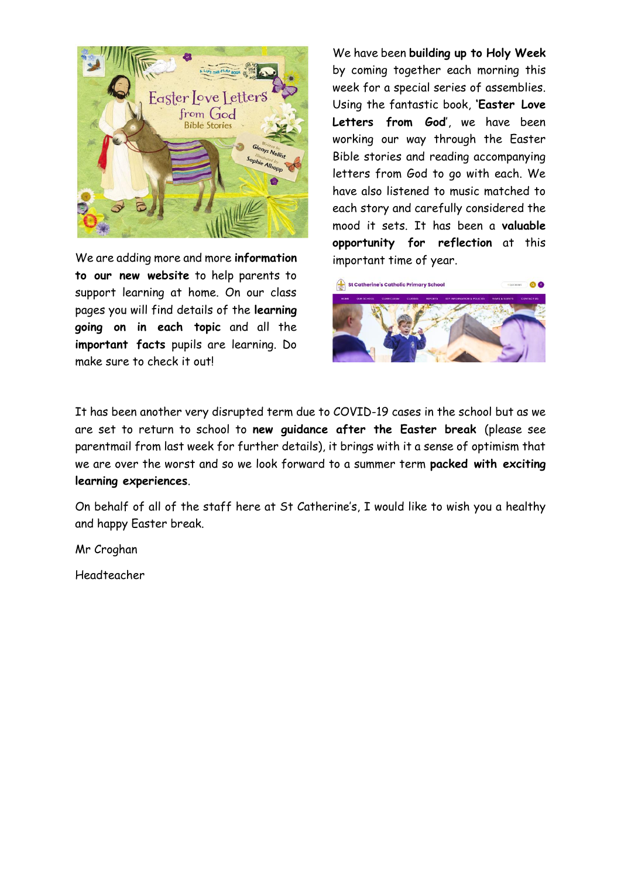We have been **building up to Holy Week** by coming together each morning this week for a special series of assemblies. Using the fantastic book, **'Easter Love Letters from God**', we have been working our way through the Easter Bible stories and reading accompanying letters from God to go with each. We have also listened to music matched to each story and carefully considered the mood it sets. It has been a **valuable opportunity for reflection** at this important time of year.

We are adding more and more **information to our new website** to help parents to support learning at home. On our class pages you will find details of the **learning going on in each topic** and all the **important facts** pupils are learning. Do make sure to check it out!

It has been another very disrupted term due to COVID-19 cases in the school but as we are set to return to school to **new guidance after the Easter break** (please see parentmail from last week for further details), it brings with it a sense of optimism that we are over the worst and so we look forward to a summer term **packed with exciting learning experiences**.

On behalf of all of the staff here at St Catherine's, I would like to wish you a healthy and happy Easter break.

Mr Croghan

Headteacher